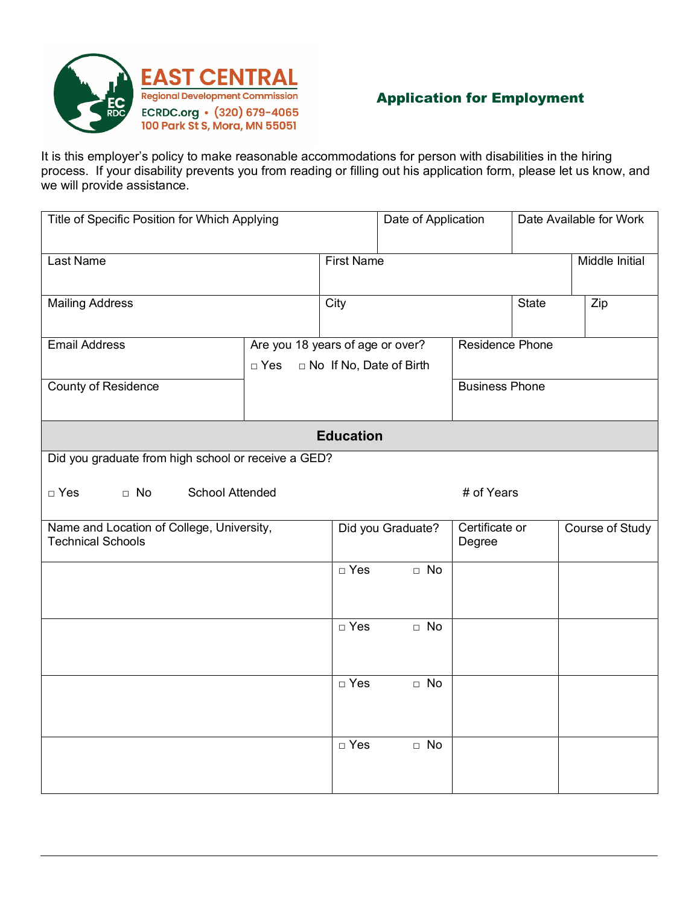**EAST CENTRAL**
Regional Development Commission
ECRDC.org • (320) 679-4065
100 Park St S, Mora, MN 55051

# Application for Employment

It is this employer's policy to make reasonable accommodations for person with disabilities in the hiring process. If your disability prevents you from reading or filling out his application form, please let us know, and we will provide assistance.

| Title of Specific Position for Which Applying | | Date of Application | Date Available for Work |
|---|---|---|---|
| Last Name | First Name | | Middle Initial |
| Mailing Address | City | State | Zip |
| Email Address | Are you 18 years of age or over? □ Yes □ No If No, Date of Birth | Residence Phone | |
| County of Residence | | Business Phone | |

## Education

Did you graduate from high school or receive a GED?

□ Yes □ No School Attended # of Years

| Name and Location of College, University, Technical Schools | Did you Graduate? | Certificate or Degree | Course of Study |
|---|---|---|---|
| | □ Yes □ No | | |
| | □ Yes □ No | | |
| | □ Yes □ No | | |
| | □ Yes □ No | | |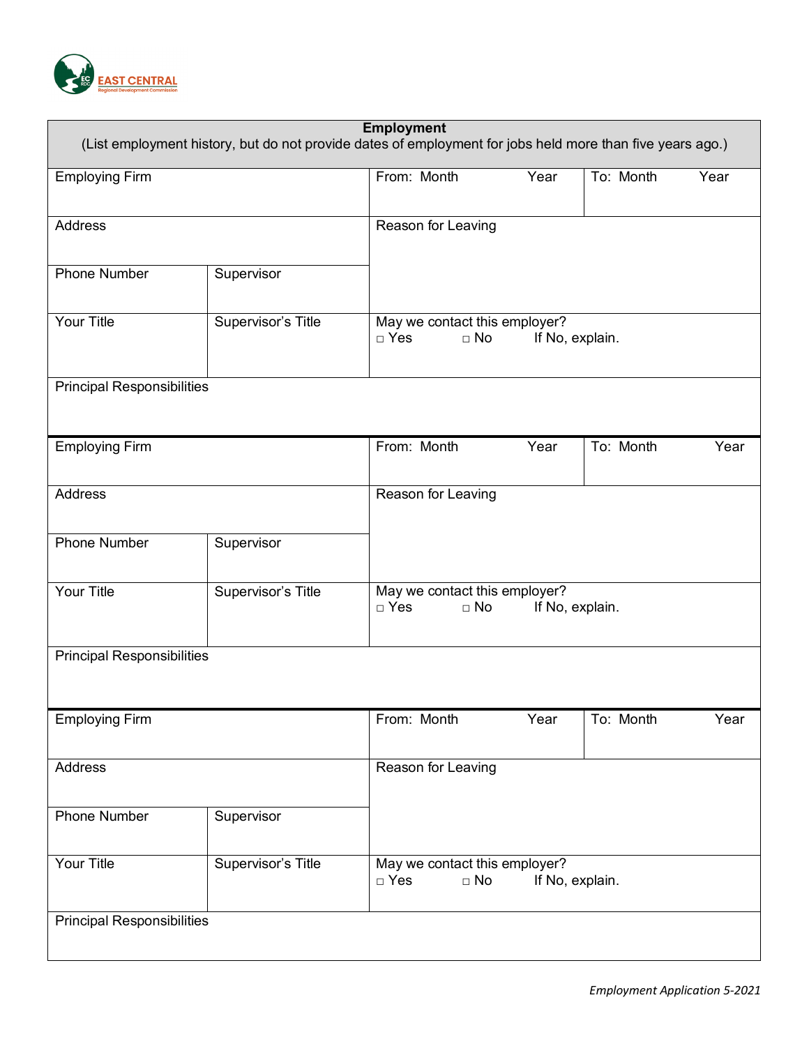EAST CENTRAL
Regional Development Commission

## Employment

(List employment history, but do not provide dates of employment for jobs held more than five years ago.)

| Employing Firm | | From: Month Year | To: Month Year |
|---|---|---|---|
| Address | | Reason for Leaving | |
| Phone Number | Supervisor | | |
| Your Title | Supervisor's Title | May we contact this employer? □ Yes □ No If No, explain. | |
| Principal Responsibilities | | | |

| Employing Firm | | From: Month Year | To: Month Year |
|---|---|---|---|
| Address | | Reason for Leaving | |
| Phone Number | Supervisor | | |
| Your Title | Supervisor's Title | May we contact this employer? □ Yes □ No If No, explain. | |
| Principal Responsibilities | | | |

| Employing Firm | | From: Month Year | To: Month Year |
|---|---|---|---|
| Address | | Reason for Leaving | |
| Phone Number | Supervisor | | |
| Your Title | Supervisor's Title | May we contact this employer? □ Yes □ No If No, explain. | |
| Principal Responsibilities | | | |

*Employment Application 5-2021*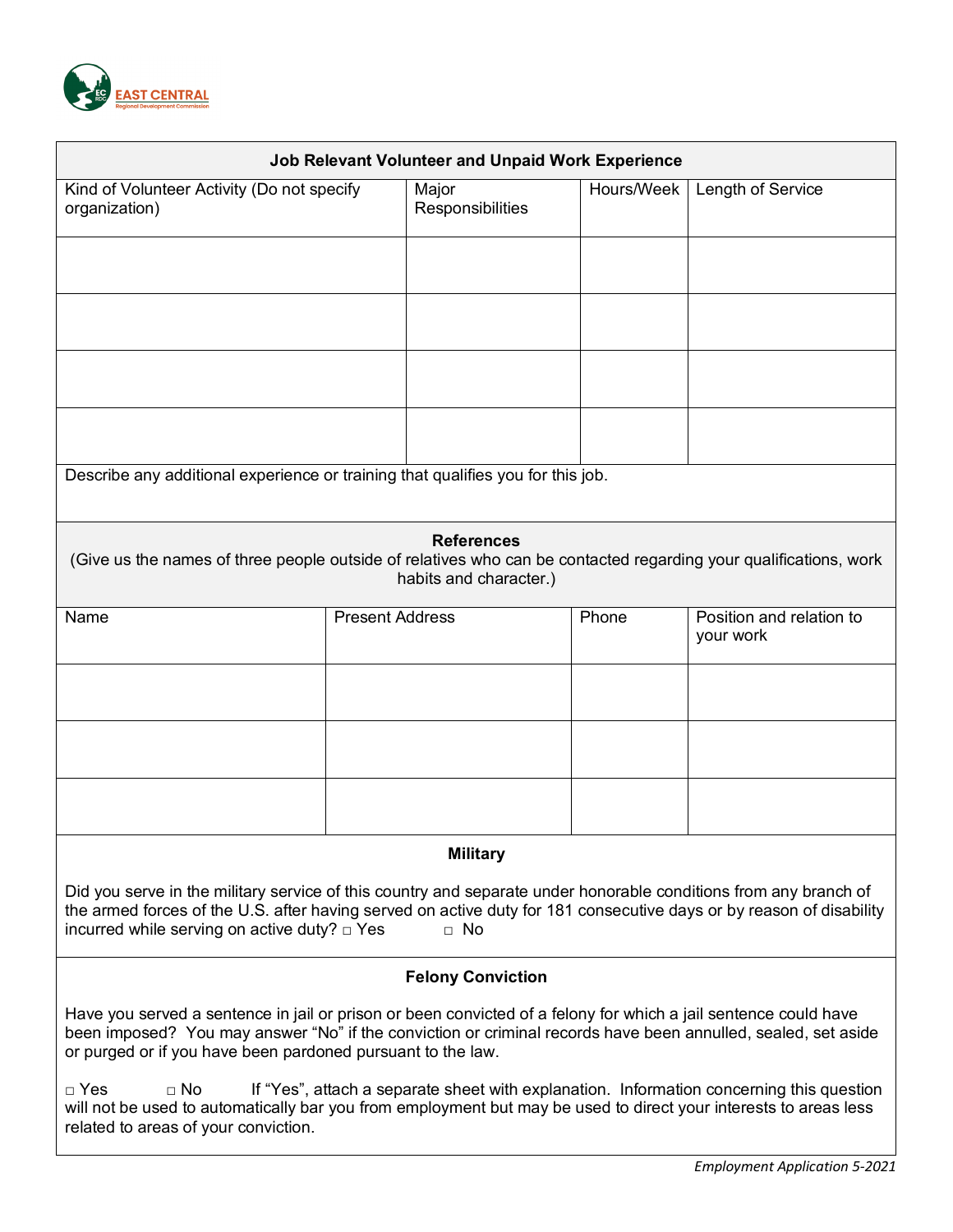EAST CENTRAL
Regional Development Commission

## Job Relevant Volunteer and Unpaid Work Experience

| Kind of Volunteer Activity (Do not specify organization) | Major Responsibilities | Hours/Week | Length of Service |
|---|---|---|---|
| | | | |
| | | | |
| | | | |
| | | | |

Describe any additional experience or training that qualifies you for this job.

## References

(Give us the names of three people outside of relatives who can be contacted regarding your qualifications, work habits and character.)

| Name | Present Address | Phone | Position and relation to your work |
|---|---|---|---|
| | | | |
| | | | |
| | | | |

## Military

Did you serve in the military service of this country and separate under honorable conditions from any branch of the armed forces of the U.S. after having served on active duty for 181 consecutive days or by reason of disability incurred while serving on active duty? □ Yes □ No

## Felony Conviction

Have you served a sentence in jail or prison or been convicted of a felony for which a jail sentence could have been imposed? You may answer "No" if the conviction or criminal records have been annulled, sealed, set aside or purged or if you have been pardoned pursuant to the law.

□ Yes □ No If "Yes", attach a separate sheet with explanation. Information concerning this question will not be used to automatically bar you from employment but may be used to direct your interests to areas less related to areas of your conviction.

*Employment Application 5-2021*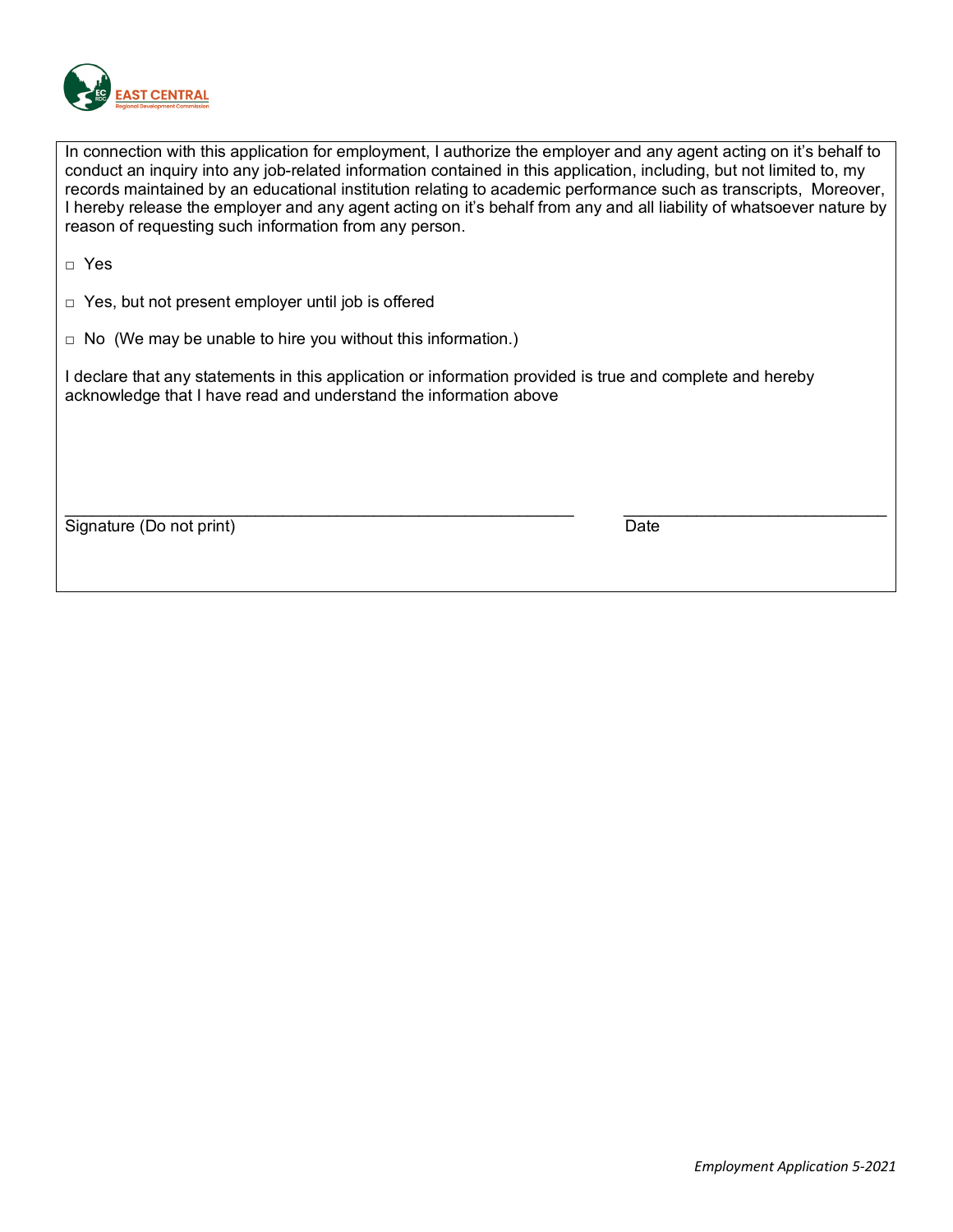In connection with this application for employment, I authorize the employer and any agent acting on it's behalf to conduct an inquiry into any job-related information contained in this application, including, but not limited to, my records maintained by an educational institution relating to academic performance such as transcripts, Moreover, I hereby release the employer and any agent acting on it's behalf from any and all liability of whatsoever nature by reason of requesting such information from any person.

□ Yes

□ Yes, but not present employer until job is offered

□ No (We may be unable to hire you without this information.)

I declare that any statements in this application or information provided is true and complete and hereby acknowledge that I have read and understand the information above

_______________________________________________________ &nbsp;&nbsp;&nbsp;&nbsp; ____________________________

Signature (Do not print) &nbsp;&nbsp;&nbsp;&nbsp; Date

*Employment Application 5-2021*